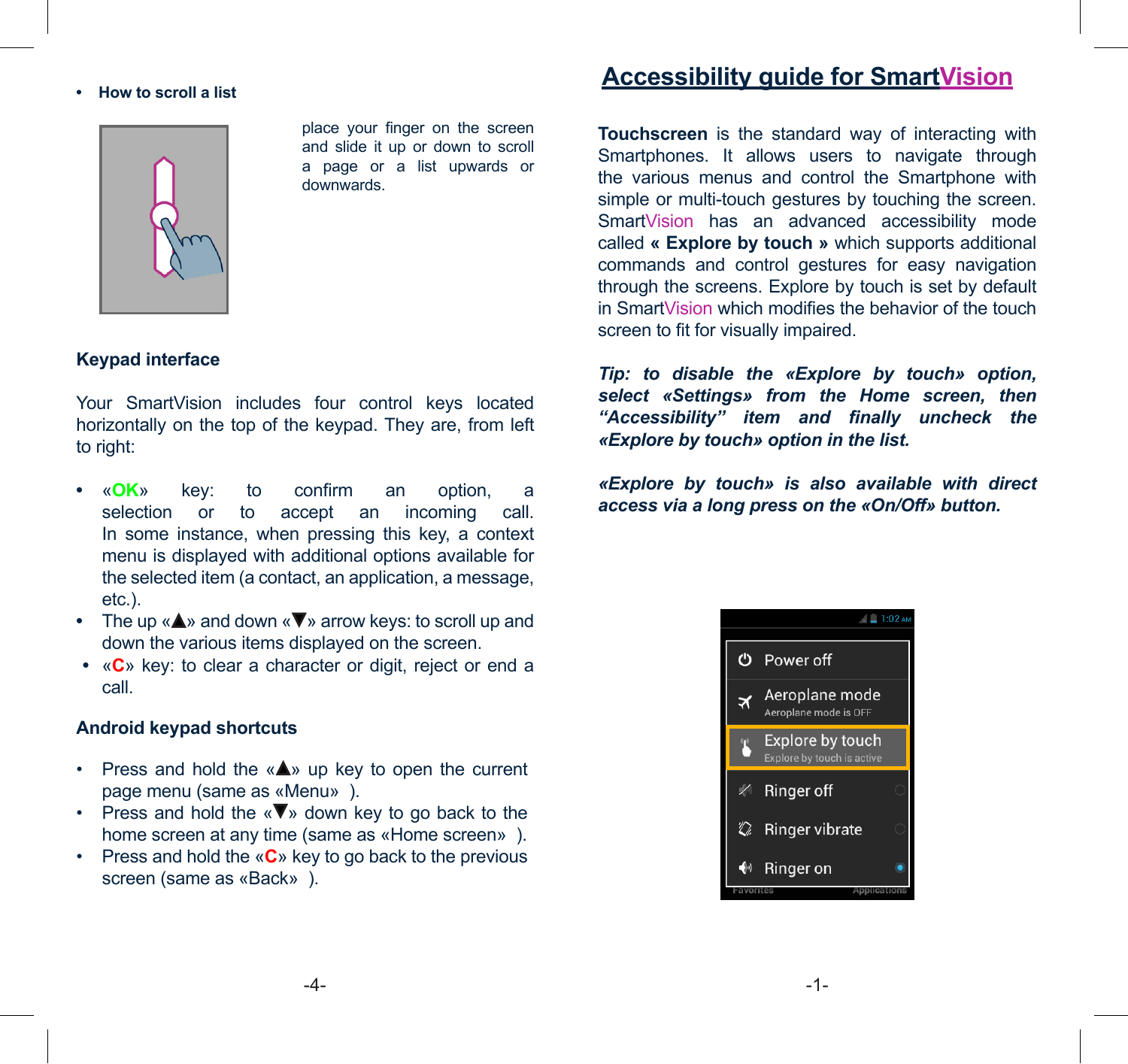- **How to scroll a list**

place your finger on the screen and slide it up or down to scroll a page or a list upwards or downwards.

### Keypad interface

Your SmartVision includes four control keys located horizontally on the top of the keypad. They are, from left to right:

- «**OK**» key: to confirm an option, a selection or to accept an incoming call. In some instance, when pressing this key, a context menu is displayed with additional options available for the selected item (a contact, an application, a message, etc.).
- The up «▲» and down «▼» arrow keys: to scroll up and down the various items displayed on the screen.
- «**C**» key: to clear a character or digit, reject or end a call.

### Android keypad shortcuts

- Press and hold the «▲» up key to open the current page menu (same as «Menu» ).
- Press and hold the «▼» down key to go back to the home screen at any time (same as «Home screen» ).
- Press and hold the «**C**» key to go back to the previous screen (same as «Back» ).

# Accessibility guide for SmartVision

**Touchscreen** is the standard way of interacting with Smartphones. It allows users to navigate through the various menus and control the Smartphone with simple or multi-touch gestures by touching the screen. SmartVision has an advanced accessibility mode called **« Explore by touch »** which supports additional commands and control gestures for easy navigation through the screens. Explore by touch is set by default in SmartVision which modifies the behavior of the touch screen to fit for visually impaired.

***Tip: to disable the «Explore by touch» option, select «Settings» from the Home screen, then "Accessibility" item and finally uncheck the «Explore by touch» option in the list.***

***«Explore by touch» is also available with direct access via a long press on the «On/Off» button.***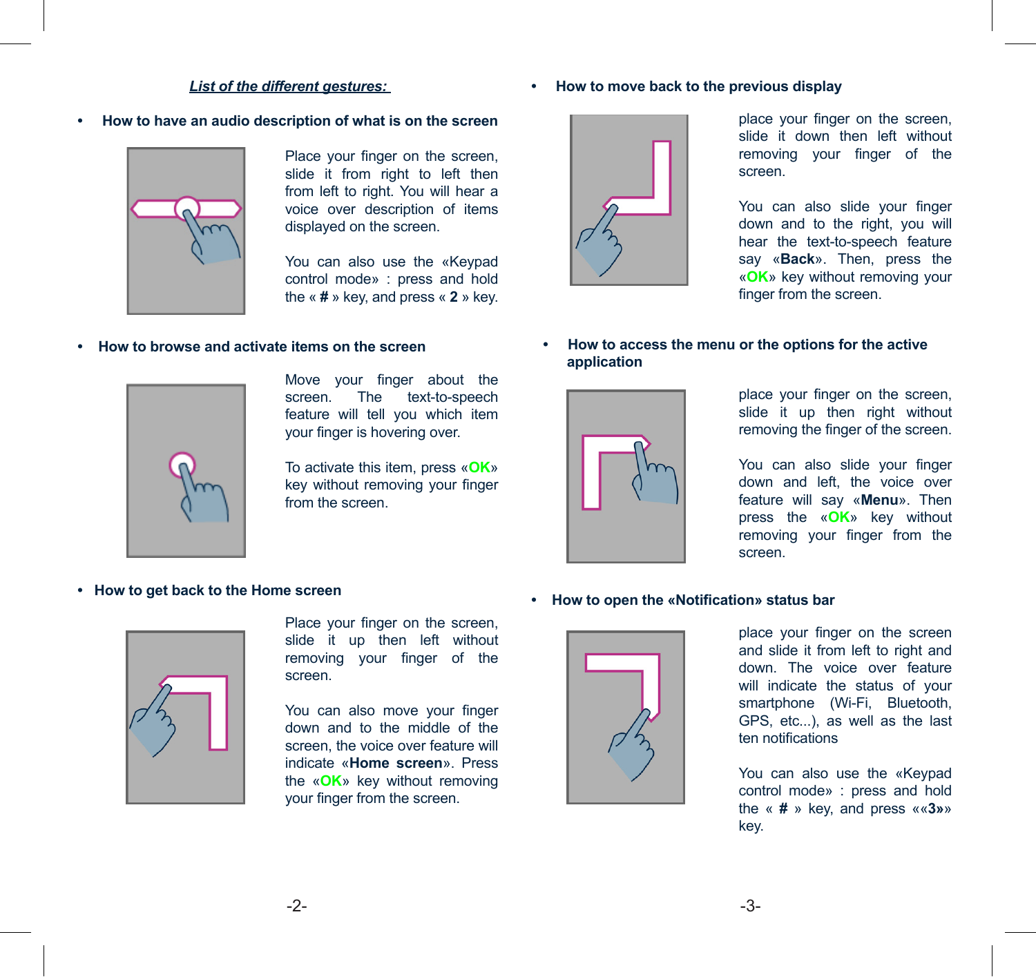***List of the different gestures:***

- **How to have an audio description of what is on the screen**

Place your finger on the screen, slide it from right to left then from left to right. You will hear a voice over description of items displayed on the screen.

You can also use the «Keypad control mode» : press and hold the « **#** » key, and press « **2** » key.

- **How to browse and activate items on the screen**

Move your finger about the screen. The text-to-speech feature will tell you which item your finger is hovering over.

To activate this item, press «**OK**» key without removing your finger from the screen.

- **How to get back to the Home screen**

Place your finger on the screen, slide it up then left without removing your finger of the screen.

You can also move your finger down and to the middle of the screen, the voice over feature will indicate «**Home screen**». Press the «**OK**» key without removing your finger from the screen.

- **How to move back to the previous display**

place your finger on the screen, slide it down then left without removing your finger of the screen.

You can also slide your finger down and to the right, you will hear the text-to-speech feature say «**Back**». Then, press the «**OK**» key without removing your finger from the screen.

- **How to access the menu or the options for the active application**

place your finger on the screen, slide it up then right without removing the finger of the screen.

You can also slide your finger down and left, the voice over feature will say «**Menu**». Then press the «**OK**» key without removing your finger from the screen.

- **How to open the «Notification» status bar**

place your finger on the screen and slide it from left to right and down. The voice over feature will indicate the status of your smartphone (Wi-Fi, Bluetooth, GPS, etc...), as well as the last ten notifications

You can also use the «Keypad control mode» : press and hold the « **#** » key, and press ««**3**»» key.